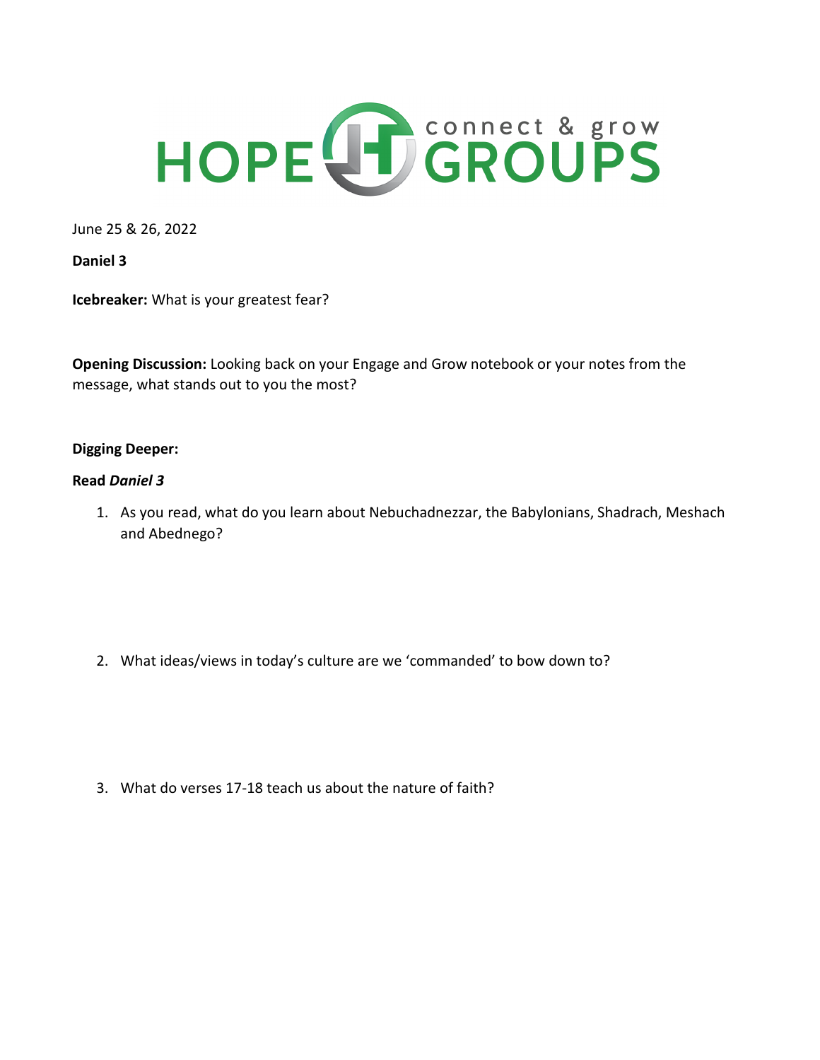# HOPE GROUPS connect & grow

June 25 & 26, 2022

**Daniel 3**

**Icebreaker:** What is your greatest fear?

**Opening Discussion:** Looking back on your Engage and Grow notebook or your notes from the message, what stands out to you the most?

**Digging Deeper:**

**Read *Daniel 3***

1. As you read, what do you learn about Nebuchadnezzar, the Babylonians, Shadrach, Meshach and Abednego?

2. What ideas/views in today's culture are we 'commanded' to bow down to?

3. What do verses 17-18 teach us about the nature of faith?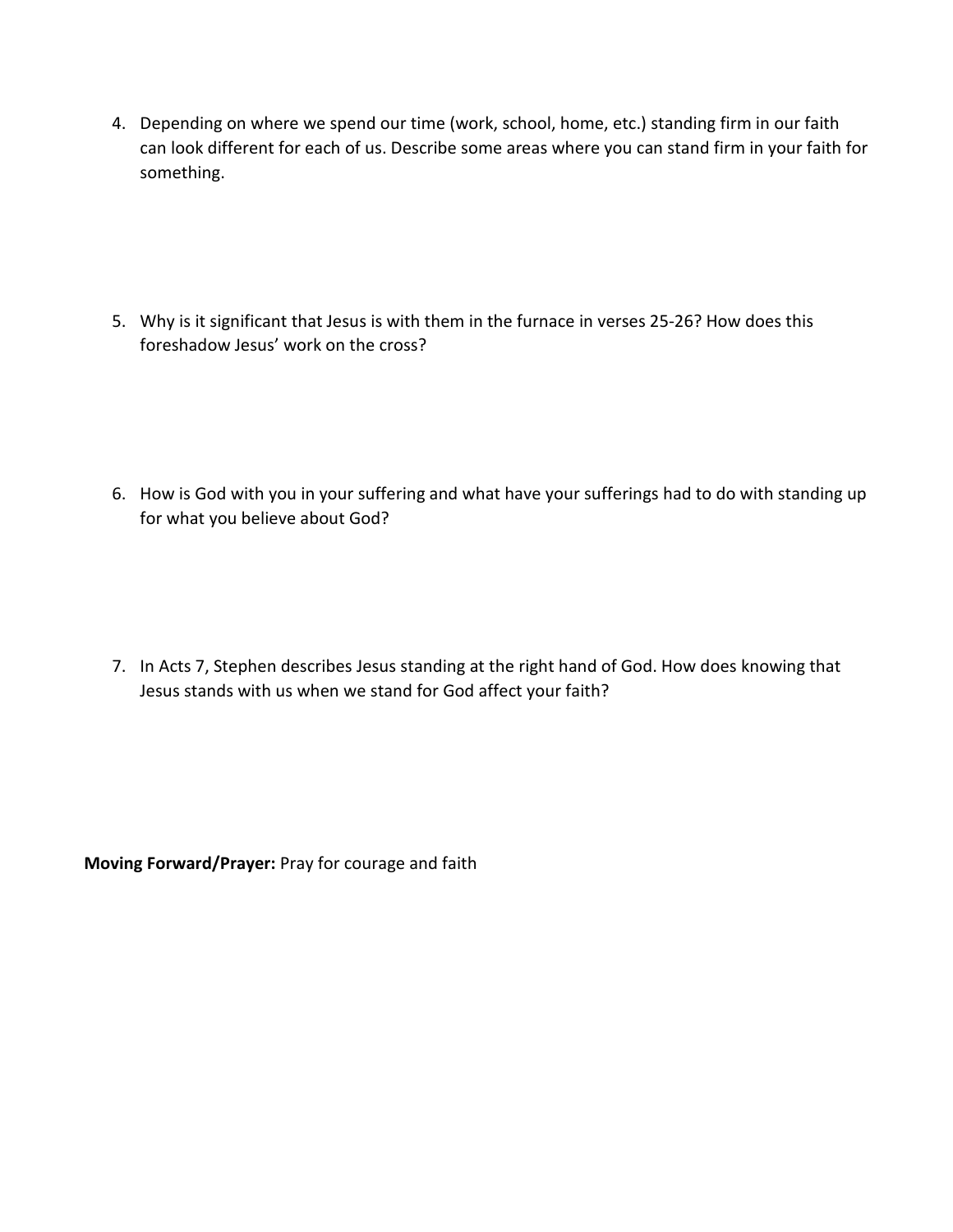4. Depending on where we spend our time (work, school, home, etc.) standing firm in our faith can look different for each of us. Describe some areas where you can stand firm in your faith for something.

5. Why is it significant that Jesus is with them in the furnace in verses 25-26? How does this foreshadow Jesus' work on the cross?

6. How is God with you in your suffering and what have your sufferings had to do with standing up for what you believe about God?

7. In Acts 7, Stephen describes Jesus standing at the right hand of God. How does knowing that Jesus stands with us when we stand for God affect your faith?

**Moving Forward/Prayer:** Pray for courage and faith